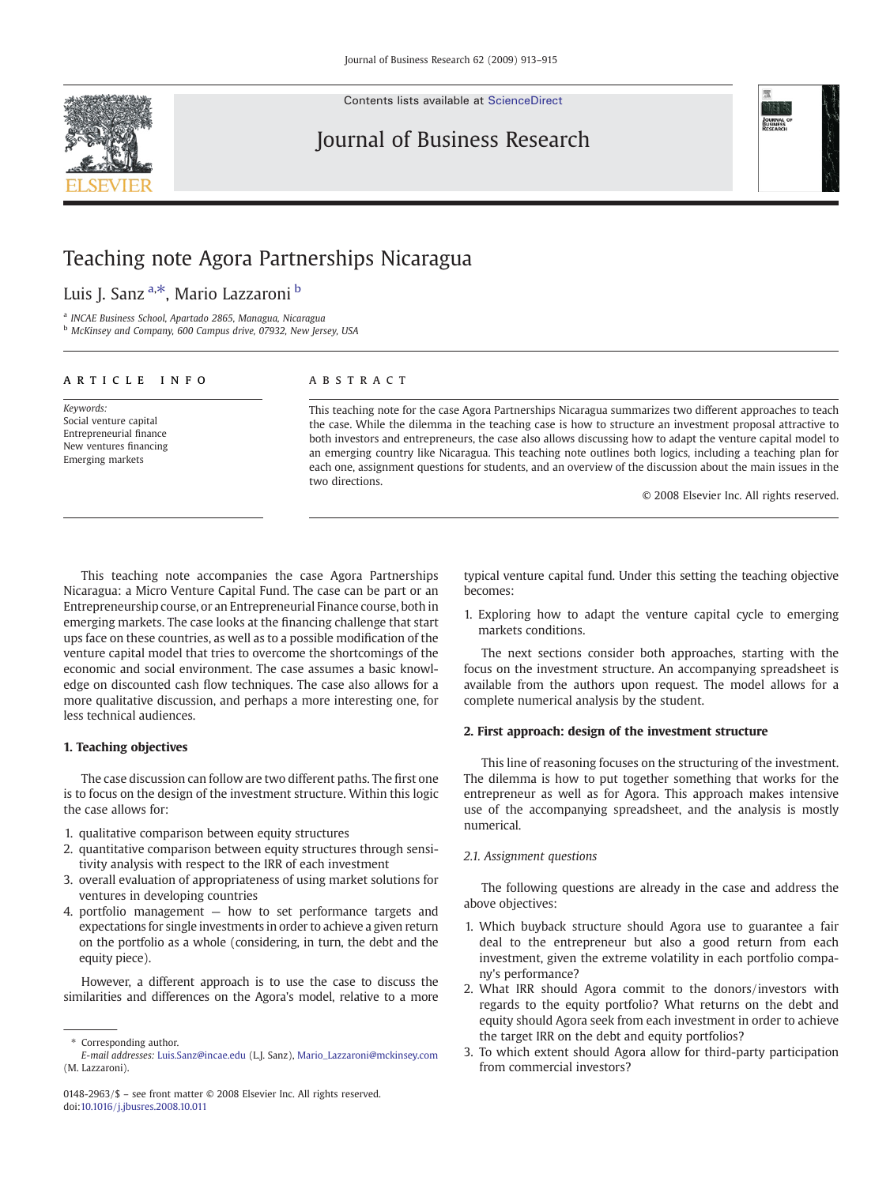# Teaching note Agora Partnerships Nicaragua

Luis J. Sanz [a,*], Mario Lazzaroni [b]

[a] INCAE Business School, Apartado 2865, Managua, Nicaragua
[b] McKinsey and Company, 600 Campus drive, 07932, New Jersey, USA

**ARTICLE INFO**

*Keywords:*
Social venture capital
Entrepreneurial finance
New ventures financing
Emerging markets

**ABSTRACT**

This teaching note for the case Agora Partnerships Nicaragua summarizes two different approaches to teach the case. While the dilemma in the teaching case is how to structure an investment proposal attractive to both investors and entrepreneurs, the case also allows discussing how to adapt the venture capital model to an emerging country like Nicaragua. This teaching note outlines both logics, including a teaching plan for each one, assignment questions for students, and an overview of the discussion about the main issues in the two directions.

© 2008 Elsevier Inc. All rights reserved.

This teaching note accompanies the case Agora Partnerships Nicaragua: a Micro Venture Capital Fund. The case can be part or an Entrepreneurship course, or an Entrepreneurial Finance course, both in emerging markets. The case looks at the financing challenge that start ups face on these countries, as well as to a possible modification of the venture capital model that tries to overcome the shortcomings of the economic and social environment. The case assumes a basic knowledge on discounted cash flow techniques. The case also allows for a more qualitative discussion, and perhaps a more interesting one, for less technical audiences.

## 1. Teaching objectives

The case discussion can follow are two different paths. The first one is to focus on the design of the investment structure. Within this logic the case allows for:

1. qualitative comparison between equity structures
2. quantitative comparison between equity structures through sensitivity analysis with respect to the IRR of each investment
3. overall evaluation of appropriateness of using market solutions for ventures in developing countries
4. portfolio management — how to set performance targets and expectations for single investments in order to achieve a given return on the portfolio as a whole (considering, in turn, the debt and the equity piece).

However, a different approach is to use the case to discuss the similarities and differences on the Agora's model, relative to a more typical venture capital fund. Under this setting the teaching objective becomes:

1. Exploring how to adapt the venture capital cycle to emerging markets conditions.

The next sections consider both approaches, starting with the focus on the investment structure. An accompanying spreadsheet is available from the authors upon request. The model allows for a complete numerical analysis by the student.

## 2. First approach: design of the investment structure

This line of reasoning focuses on the structuring of the investment. The dilemma is how to put together something that works for the entrepreneur as well as for Agora. This approach makes intensive use of the accompanying spreadsheet, and the analysis is mostly numerical.

### 2.1. Assignment questions

The following questions are already in the case and address the above objectives:

1. Which buyback structure should Agora use to guarantee a fair deal to the entrepreneur but also a good return from each investment, given the extreme volatility in each portfolio company's performance?
2. What IRR should Agora commit to the donors/investors with regards to the equity portfolio? What returns on the debt and equity should Agora seek from each investment in order to achieve the target IRR on the debt and equity portfolios?
3. To which extent should Agora allow for third-party participation from commercial investors?

* Corresponding author.
*E-mail addresses:* Luis.Sanz@incae.edu (L.J. Sanz), Mario_Lazzaroni@mckinsey.com (M. Lazzaroni).

0148-2963/$ – see front matter © 2008 Elsevier Inc. All rights reserved.
doi:10.1016/j.jbusres.2008.10.011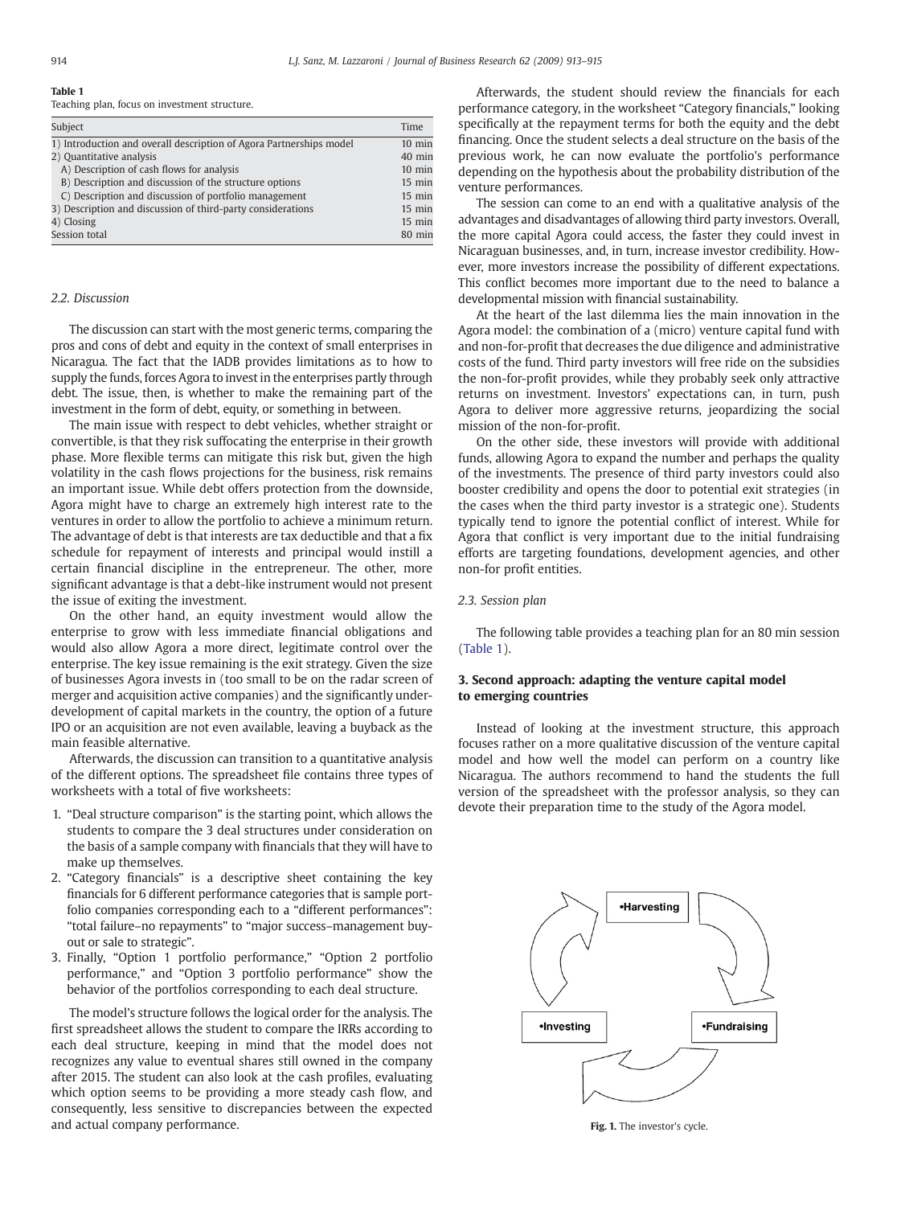**Table 1**
Teaching plan, focus on investment structure.

| Subject | Time |
|---|---|
| 1) Introduction and overall description of Agora Partnerships model | 10 min |
| 2) Quantitative analysis | 40 min |
| A) Description of cash flows for analysis | 10 min |
| B) Description and discussion of the structure options | 15 min |
| C) Description and discussion of portfolio management | 15 min |
| 3) Description and discussion of third-party considerations | 15 min |
| 4) Closing | 15 min |
| Session total | 80 min |

### 2.2. Discussion

The discussion can start with the most generic terms, comparing the pros and cons of debt and equity in the context of small enterprises in Nicaragua. The fact that the IADB provides limitations as to how to supply the funds, forces Agora to invest in the enterprises partly through debt. The issue, then, is whether to make the remaining part of the investment in the form of debt, equity, or something in between.

The main issue with respect to debt vehicles, whether straight or convertible, is that they risk suffocating the enterprise in their growth phase. More flexible terms can mitigate this risk but, given the high volatility in the cash flows projections for the business, risk remains an important issue. While debt offers protection from the downside, Agora might have to charge an extremely high interest rate to the ventures in order to allow the portfolio to achieve a minimum return. The advantage of debt is that interests are tax deductible and that a fix schedule for repayment of interests and principal would instill a certain financial discipline in the entrepreneur. The other, more significant advantage is that a debt-like instrument would not present the issue of exiting the investment.

On the other hand, an equity investment would allow the enterprise to grow with less immediate financial obligations and would also allow Agora a more direct, legitimate control over the enterprise. The key issue remaining is the exit strategy. Given the size of businesses Agora invests in (too small to be on the radar screen of merger and acquisition active companies) and the significantly underdevelopment of capital markets in the country, the option of a future IPO or an acquisition are not even available, leaving a buyback as the main feasible alternative.

Afterwards, the discussion can transition to a quantitative analysis of the different options. The spreadsheet file contains three types of worksheets with a total of five worksheets:

1. "Deal structure comparison" is the starting point, which allows the students to compare the 3 deal structures under consideration on the basis of a sample company with financials that they will have to make up themselves.
2. "Category financials" is a descriptive sheet containing the key financials for 6 different performance categories that is sample portfolio companies corresponding each to a "different performances": "total failure–no repayments" to "major success–management buyout or sale to strategic".
3. Finally, "Option 1 portfolio performance," "Option 2 portfolio performance," and "Option 3 portfolio performance" show the behavior of the portfolios corresponding to each deal structure.

The model's structure follows the logical order for the analysis. The first spreadsheet allows the student to compare the IRRs according to each deal structure, keeping in mind that the model does not recognizes any value to eventual shares still owned in the company after 2015. The student can also look at the cash profiles, evaluating which option seems to be providing a more steady cash flow, and consequently, less sensitive to discrepancies between the expected and actual company performance.

Afterwards, the student should review the financials for each performance category, in the worksheet "Category financials," looking specifically at the repayment terms for both the equity and the debt financing. Once the student selects a deal structure on the basis of the previous work, he can now evaluate the portfolio's performance depending on the hypothesis about the probability distribution of the venture performances.

The session can come to an end with a qualitative analysis of the advantages and disadvantages of allowing third party investors. Overall, the more capital Agora could access, the faster they could invest in Nicaraguan businesses, and, in turn, increase investor credibility. However, more investors increase the possibility of different expectations. This conflict becomes more important due to the need to balance a developmental mission with financial sustainability.

At the heart of the last dilemma lies the main innovation in the Agora model: the combination of a (micro) venture capital fund with and non-for-profit that decreases the due diligence and administrative costs of the fund. Third party investors will free ride on the subsidies the non-for-profit provides, while they probably seek only attractive returns on investment. Investors' expectations can, in turn, push Agora to deliver more aggressive returns, jeopardizing the social mission of the non-for-profit.

On the other side, these investors will provide with additional funds, allowing Agora to expand the number and perhaps the quality of the investments. The presence of third party investors could also booster credibility and opens the door to potential exit strategies (in the cases when the third party investor is a strategic one). Students typically tend to ignore the potential conflict of interest. While for Agora that conflict is very important due to the initial fundraising efforts are targeting foundations, development agencies, and other non-for profit entities.

### 2.3. Session plan

The following table provides a teaching plan for an 80 min session (Table 1).

## 3. Second approach: adapting the venture capital model to emerging countries

Instead of looking at the investment structure, this approach focuses rather on a more qualitative discussion of the venture capital model and how well the model can perform on a country like Nicaragua. The authors recommend to hand the students the full version of the spreadsheet with the professor analysis, so they can devote their preparation time to the study of the Agora model.

•Harvesting

•Fundraising

•Investing

Fig. 1. The investor's cycle.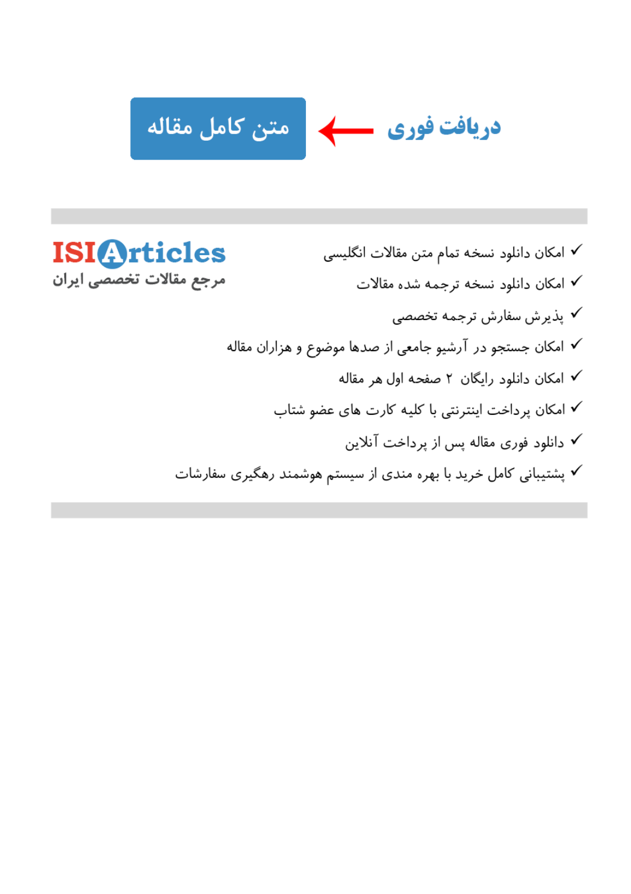دریافت فوری ← **متن کامل مقاله**

**ISIArticles**

مرجع مقالات تخصصی ایران

- ✓ امکان دانلود نسخه تمام متن مقالات انگلیسی
- ✓ امکان دانلود نسخه ترجمه شده مقالات
- ✓ پذیرش سفارش ترجمه تخصصی
- ✓ امکان جستجو در آرشیو جامعی از صدها موضوع و هزاران مقاله
- ✓ امکان دانلود رایگان ۲ صفحه اول هر مقاله
- ✓ امکان پرداخت اینترنتی با کلیه کارت های عضو شتاب
- ✓ دانلود فوری مقاله پس از پرداخت آنلاین
- ✓ پشتیبانی کامل خرید با بهره مندی از سیستم هوشمند رهگیری سفارشات